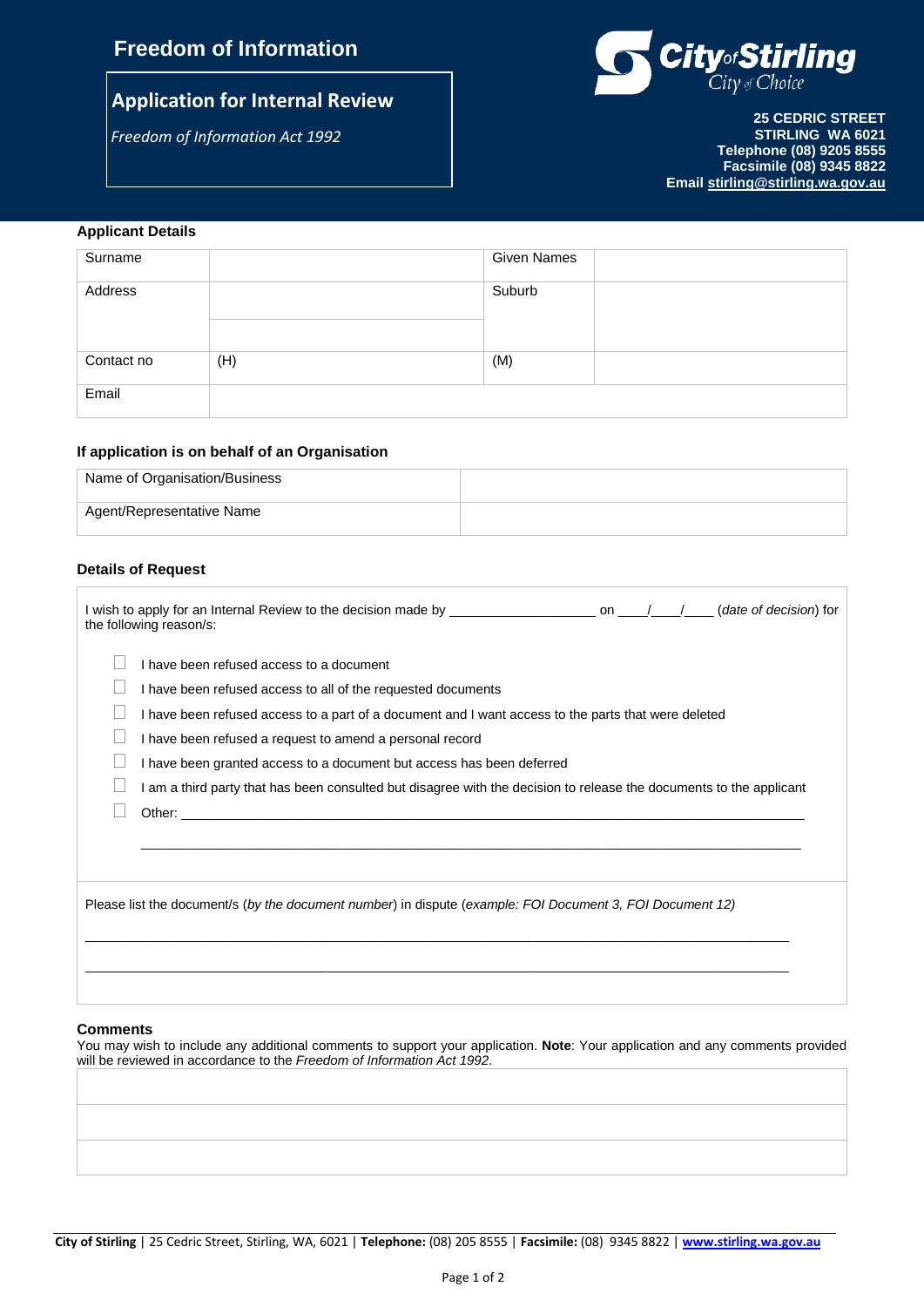# Freedom of Information

## Application for Internal Review

*Freedom of Information Act 1992*

**City of Stirling**
City of Choice

**25 CEDRIC STREET**
**STIRLING WA 6021**
**Telephone (08) 9205 8555**
**Facsimile (08) 9345 8822**
**Email stirling@stirling.wa.gov.au**

### Applicant Details

| Surname | | Given Names | |
|---|---|---|---|
| Address | | Suburb | |
| | | | |
| Contact no | (H) | (M) | |
| Email | | | |

### If application is on behalf of an Organisation

| Name of Organisation/Business | |
|---|---|
| Agent/Representative Name | |

### Details of Request

I wish to apply for an Internal Review to the decision made by ____________________ on ____/____/____ (*date of decision*) for the following reason/s:

- ☐ I have been refused access to a document
- ☐ I have been refused access to all of the requested documents
- ☐ I have been refused access to a part of a document and I want access to the parts that were deleted
- ☐ I have been refused a request to amend a personal record
- ☐ I have been granted access to a document but access has been deferred
- ☐ I am a third party that has been consulted but disagree with the decision to release the documents to the applicant
- ☐ Other: ______________________________________________________________________

______________________________________________________________________

Please list the document/s (*by the document number*) in dispute (*example: FOI Document 3, FOI Document 12)*

______________________________________________________________________

______________________________________________________________________

### Comments

You may wish to include any additional comments to support your application. **Note**: Your application and any comments provided will be reviewed in accordance to the *Freedom of Information Act 1992*.

| |
|---|
| |
| |
| |

**City of Stirling** | 25 Cedric Street, Stirling, WA, 6021 | **Telephone:** (08) 205 8555 | **Facsimile:** (08) 9345 8822 | **www.stirling.wa.gov.au**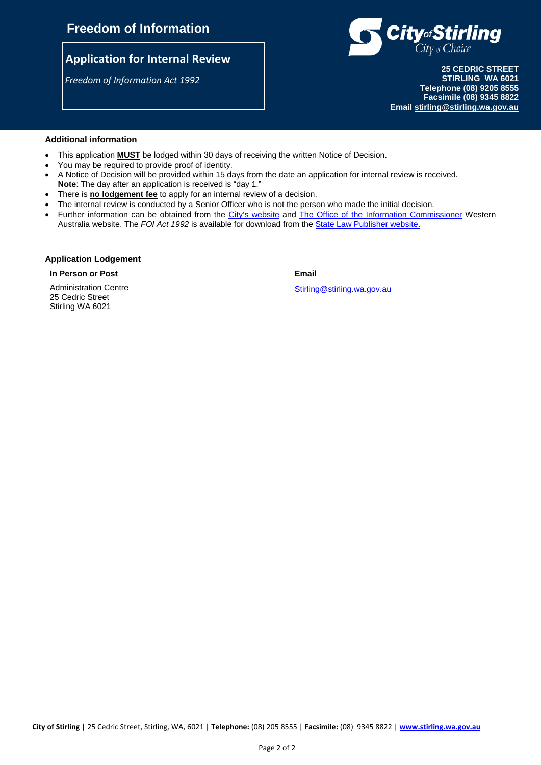# Freedom of Information

## Application for Internal Review

*Freedom of Information Act 1992*

**25 CEDRIC STREET**
**STIRLING WA 6021**
**Telephone (08) 9205 8555**
**Facsimile (08) 9345 8822**
**Email stirling@stirling.wa.gov.au**

### Additional information

- This application **MUST** be lodged within 30 days of receiving the written Notice of Decision.
- You may be required to provide proof of identity.
- A Notice of Decision will be provided within 15 days from the date an application for internal review is received.
  **Note**: The day after an application is received is "day 1."
- There is **no lodgement fee** to apply for an internal review of a decision.
- The internal review is conducted by a Senior Officer who is not the person who made the initial decision.
- Further information can be obtained from the City's website and The Office of the Information Commissioner Western Australia website. The *FOI Act 1992* is available for download from the State Law Publisher website.

### Application Lodgement

| In Person or Post | Email |
|---|---|
| Administration Centre<br>25 Cedric Street<br>Stirling WA 6021 | Stirling@stirling.wa.gov.au |

**City of Stirling** | 25 Cedric Street, Stirling, WA, 6021 | **Telephone:** (08) 205 8555 | **Facsimile:** (08) 9345 8822 | **www.stirling.wa.gov.au**